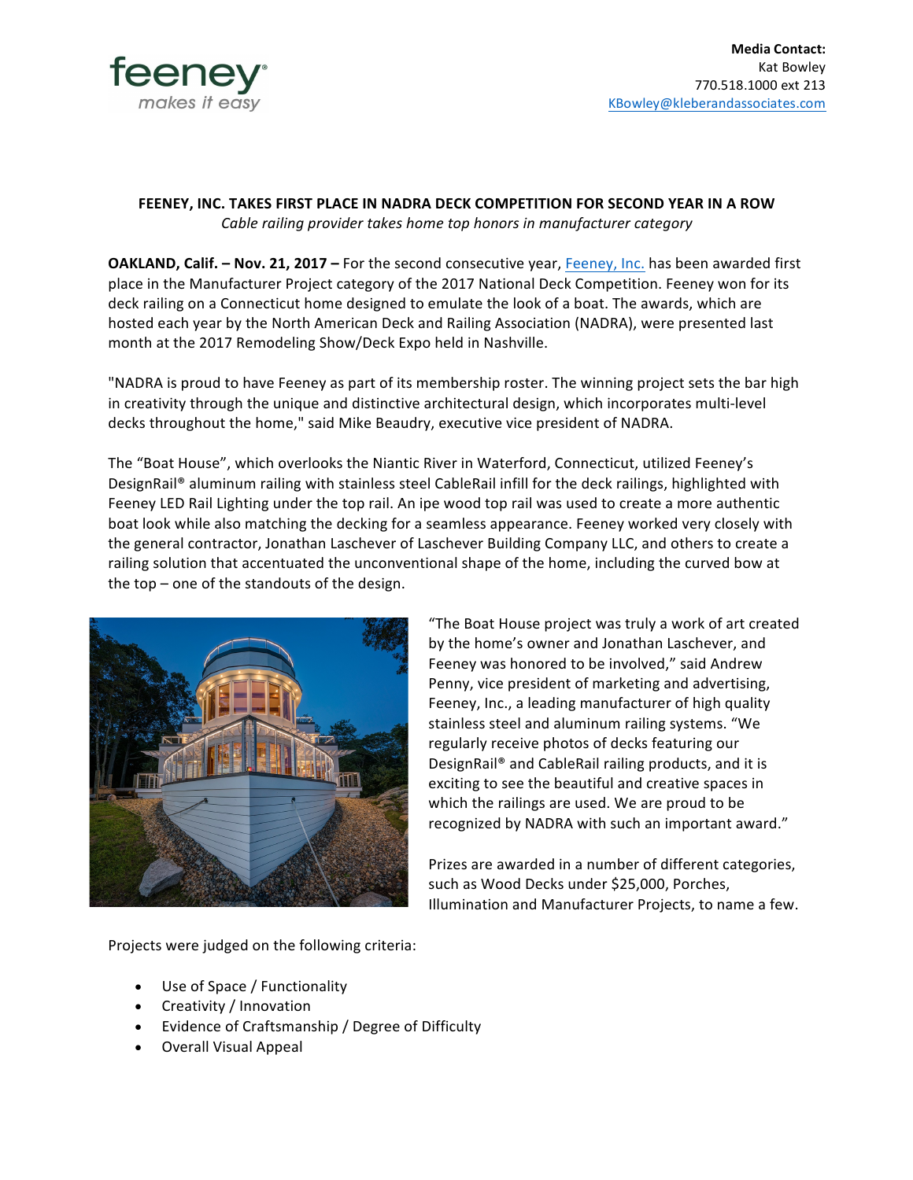feeney® makes it easy

**Media Contact:**
Kat Bowley
770.518.1000 ext 213
KBowley@kleberandassociates.com

**FEENEY, INC. TAKES FIRST PLACE IN NADRA DECK COMPETITION FOR SECOND YEAR IN A ROW**

*Cable railing provider takes home top honors in manufacturer category*

**OAKLAND, Calif. – Nov. 21, 2017 –** For the second consecutive year, Feeney, Inc. has been awarded first place in the Manufacturer Project category of the 2017 National Deck Competition. Feeney won for its deck railing on a Connecticut home designed to emulate the look of a boat. The awards, which are hosted each year by the North American Deck and Railing Association (NADRA), were presented last month at the 2017 Remodeling Show/Deck Expo held in Nashville.

"NADRA is proud to have Feeney as part of its membership roster. The winning project sets the bar high in creativity through the unique and distinctive architectural design, which incorporates multi-level decks throughout the home," said Mike Beaudry, executive vice president of NADRA.

The "Boat House", which overlooks the Niantic River in Waterford, Connecticut, utilized Feeney's DesignRail® aluminum railing with stainless steel CableRail infill for the deck railings, highlighted with Feeney LED Rail Lighting under the top rail. An ipe wood top rail was used to create a more authentic boat look while also matching the decking for a seamless appearance. Feeney worked very closely with the general contractor, Jonathan Laschever of Laschever Building Company LLC, and others to create a railing solution that accentuated the unconventional shape of the home, including the curved bow at the top – one of the standouts of the design.

"The Boat House project was truly a work of art created by the home's owner and Jonathan Laschever, and Feeney was honored to be involved," said Andrew Penny, vice president of marketing and advertising, Feeney, Inc., a leading manufacturer of high quality stainless steel and aluminum railing systems. "We regularly receive photos of decks featuring our DesignRail® and CableRail railing products, and it is exciting to see the beautiful and creative spaces in which the railings are used. We are proud to be recognized by NADRA with such an important award."

Prizes are awarded in a number of different categories, such as Wood Decks under $25,000, Porches, Illumination and Manufacturer Projects, to name a few.

Projects were judged on the following criteria:

- Use of Space / Functionality
- Creativity / Innovation
- Evidence of Craftsmanship / Degree of Difficulty
- Overall Visual Appeal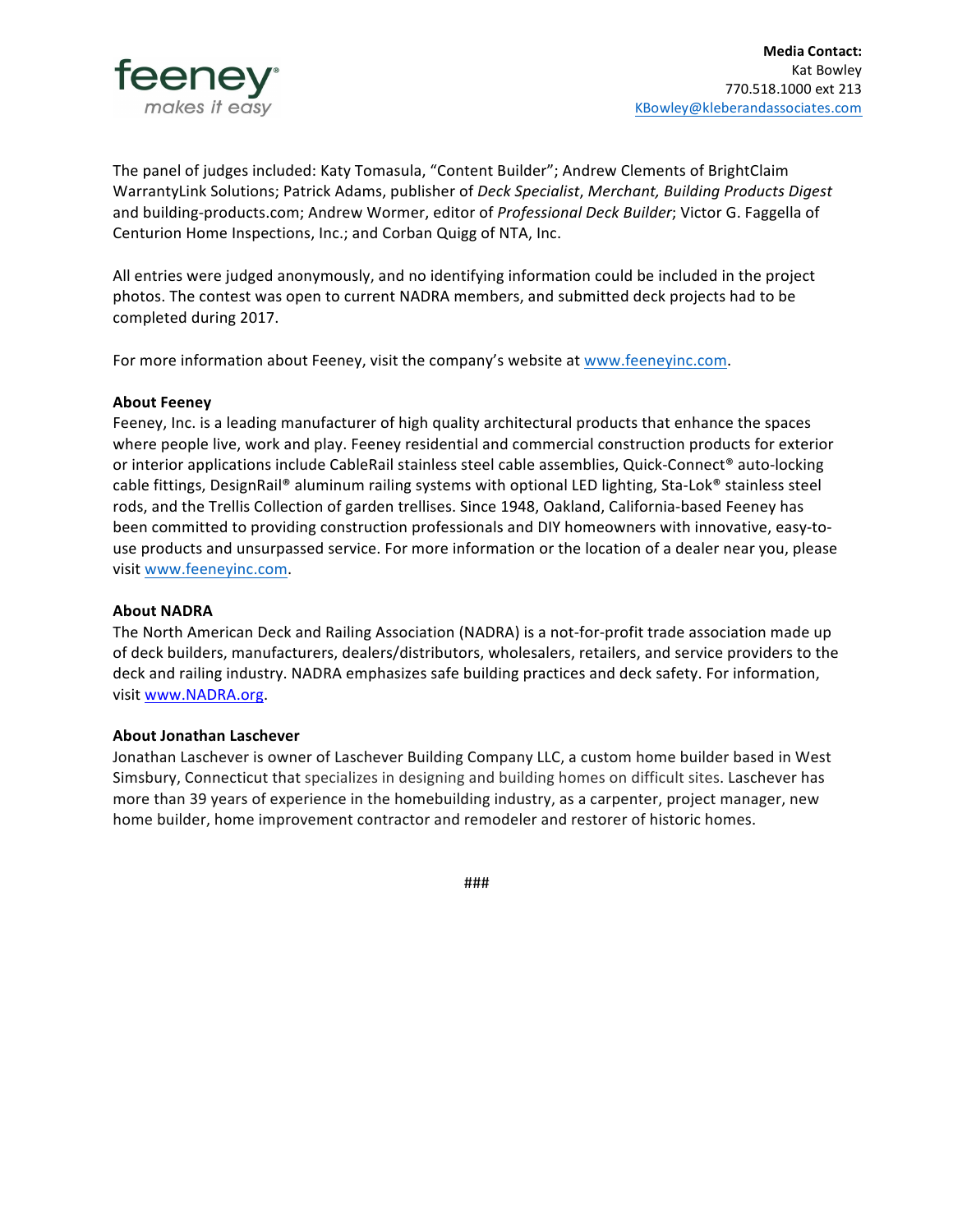**Media Contact:**
Kat Bowley
770.518.1000 ext 213
KBowley@kleberandassociates.com

The panel of judges included: Katy Tomasula, "Content Builder"; Andrew Clements of BrightClaim WarrantyLink Solutions; Patrick Adams, publisher of *Deck Specialist*, *Merchant, Building Products Digest* and building-products.com; Andrew Wormer, editor of *Professional Deck Builder*; Victor G. Faggella of Centurion Home Inspections, Inc.; and Corban Quigg of NTA, Inc.

All entries were judged anonymously, and no identifying information could be included in the project photos. The contest was open to current NADRA members, and submitted deck projects had to be completed during 2017.

For more information about Feeney, visit the company's website at www.feeneyinc.com.

**About Feeney**
Feeney, Inc. is a leading manufacturer of high quality architectural products that enhance the spaces where people live, work and play. Feeney residential and commercial construction products for exterior or interior applications include CableRail stainless steel cable assemblies, Quick-Connect® auto-locking cable fittings, DesignRail® aluminum railing systems with optional LED lighting, Sta-Lok® stainless steel rods, and the Trellis Collection of garden trellises. Since 1948, Oakland, California-based Feeney has been committed to providing construction professionals and DIY homeowners with innovative, easy-to-use products and unsurpassed service. For more information or the location of a dealer near you, please visit www.feeneyinc.com.

**About NADRA**
The North American Deck and Railing Association (NADRA) is a not-for-profit trade association made up of deck builders, manufacturers, dealers/distributors, wholesalers, retailers, and service providers to the deck and railing industry. NADRA emphasizes safe building practices and deck safety. For information, visit www.NADRA.org.

**About Jonathan Laschever**
Jonathan Laschever is owner of Laschever Building Company LLC, a custom home builder based in West Simsbury, Connecticut that specializes in designing and building homes on difficult sites. Laschever has more than 39 years of experience in the homebuilding industry, as a carpenter, project manager, new home builder, home improvement contractor and remodeler and restorer of historic homes.

###